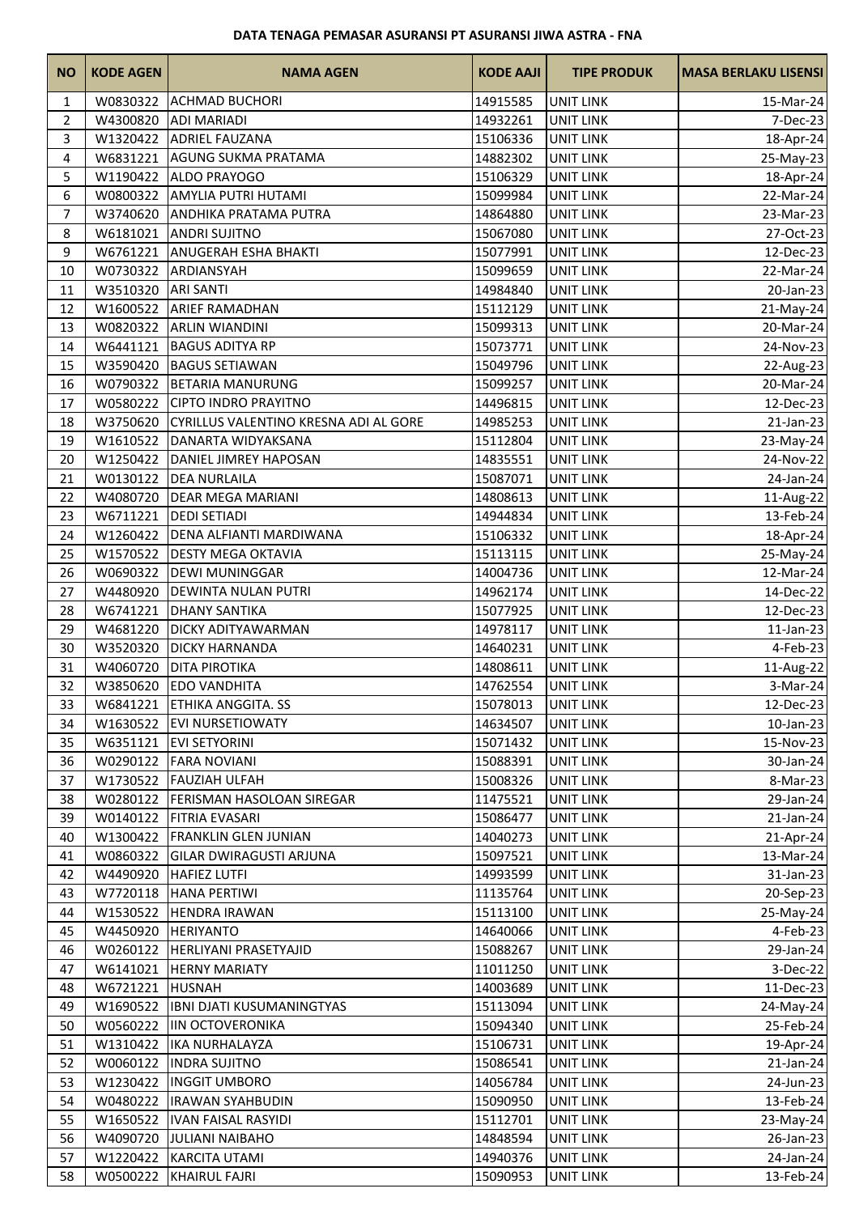**DATA TENAGA PEMASAR ASURANSI PT ASURANSI JIWA ASTRA - FNA**

| NO | KODE AGEN | NAMA AGEN | KODE AAJI | TIPE PRODUK | MASA BERLAKU LISENSI |
|---|---|---|---|---|---|
| 1 | W0830322 | ACHMAD BUCHORI | 14915585 | UNIT LINK | 15-Mar-24 |
| 2 | W4300820 | ADI MARIADI | 14932261 | UNIT LINK | 7-Dec-23 |
| 3 | W1320422 | ADRIEL FAUZANA | 15106336 | UNIT LINK | 18-Apr-24 |
| 4 | W6831221 | AGUNG SUKMA PRATAMA | 14882302 | UNIT LINK | 25-May-23 |
| 5 | W1190422 | ALDO PRAYOGO | 15106329 | UNIT LINK | 18-Apr-24 |
| 6 | W0800322 | AMYLIA PUTRI HUTAMI | 15099984 | UNIT LINK | 22-Mar-24 |
| 7 | W3740620 | ANDHIKA PRATAMA PUTRA | 14864880 | UNIT LINK | 23-Mar-23 |
| 8 | W6181021 | ANDRI SUJITNO | 15067080 | UNIT LINK | 27-Oct-23 |
| 9 | W6761221 | ANUGERAH ESHA BHAKTI | 15077991 | UNIT LINK | 12-Dec-23 |
| 10 | W0730322 | ARDIANSYAH | 15099659 | UNIT LINK | 22-Mar-24 |
| 11 | W3510320 | ARI SANTI | 14984840 | UNIT LINK | 20-Jan-23 |
| 12 | W1600522 | ARIEF RAMADHAN | 15112129 | UNIT LINK | 21-May-24 |
| 13 | W0820322 | ARLIN WIANDINI | 15099313 | UNIT LINK | 20-Mar-24 |
| 14 | W6441121 | BAGUS ADITYA RP | 15073771 | UNIT LINK | 24-Nov-23 |
| 15 | W3590420 | BAGUS SETIAWAN | 15049796 | UNIT LINK | 22-Aug-23 |
| 16 | W0790322 | BETARIA MANURUNG | 15099257 | UNIT LINK | 20-Mar-24 |
| 17 | W0580222 | CIPTO INDRO PRAYITNO | 14496815 | UNIT LINK | 12-Dec-23 |
| 18 | W3750620 | CYRILLUS VALENTINO KRESNA ADI AL GORE | 14985253 | UNIT LINK | 21-Jan-23 |
| 19 | W1610522 | DANARTA WIDYAKSANA | 15112804 | UNIT LINK | 23-May-24 |
| 20 | W1250422 | DANIEL JIMREY HAPOSAN | 14835551 | UNIT LINK | 24-Nov-22 |
| 21 | W0130122 | DEA NURLAILA | 15087071 | UNIT LINK | 24-Jan-24 |
| 22 | W4080720 | DEAR MEGA MARIANI | 14808613 | UNIT LINK | 11-Aug-22 |
| 23 | W6711221 | DEDI SETIADI | 14944834 | UNIT LINK | 13-Feb-24 |
| 24 | W1260422 | DENA ALFIANTI MARDIWANA | 15106332 | UNIT LINK | 18-Apr-24 |
| 25 | W1570522 | DESTY MEGA OKTAVIA | 15113115 | UNIT LINK | 25-May-24 |
| 26 | W0690322 | DEWI MUNINGGAR | 14004736 | UNIT LINK | 12-Mar-24 |
| 27 | W4480920 | DEWINTA NULAN PUTRI | 14962174 | UNIT LINK | 14-Dec-22 |
| 28 | W6741221 | DHANY SANTIKA | 15077925 | UNIT LINK | 12-Dec-23 |
| 29 | W4681220 | DICKY ADITYAWARMAN | 14978117 | UNIT LINK | 11-Jan-23 |
| 30 | W3520320 | DICKY HARNANDA | 14640231 | UNIT LINK | 4-Feb-23 |
| 31 | W4060720 | DITA PIROTIKA | 14808611 | UNIT LINK | 11-Aug-22 |
| 32 | W3850620 | EDO VANDHITA | 14762554 | UNIT LINK | 3-Mar-24 |
| 33 | W6841221 | ETHIKA ANGGITA. SS | 15078013 | UNIT LINK | 12-Dec-23 |
| 34 | W1630522 | EVI NURSETIOWATY | 14634507 | UNIT LINK | 10-Jan-23 |
| 35 | W6351121 | EVI SETYORINI | 15071432 | UNIT LINK | 15-Nov-23 |
| 36 | W0290122 | FARA NOVIANI | 15088391 | UNIT LINK | 30-Jan-24 |
| 37 | W1730522 | FAUZIAH ULFAH | 15008326 | UNIT LINK | 8-Mar-23 |
| 38 | W0280122 | FERISMAN HASOLOAN SIREGAR | 11475521 | UNIT LINK | 29-Jan-24 |
| 39 | W0140122 | FITRIA EVASARI | 15086477 | UNIT LINK | 21-Jan-24 |
| 40 | W1300422 | FRANKLIN GLEN JUNIAN | 14040273 | UNIT LINK | 21-Apr-24 |
| 41 | W0860322 | GILAR DWIRAGUSTI ARJUNA | 15097521 | UNIT LINK | 13-Mar-24 |
| 42 | W4490920 | HAFIEZ LUTFI | 14993599 | UNIT LINK | 31-Jan-23 |
| 43 | W7720118 | HANA PERTIWI | 11135764 | UNIT LINK | 20-Sep-23 |
| 44 | W1530522 | HENDRA IRAWAN | 15113100 | UNIT LINK | 25-May-24 |
| 45 | W4450920 | HERIYANTO | 14640066 | UNIT LINK | 4-Feb-23 |
| 46 | W0260122 | HERLIYANI PRASETYAJID | 15088267 | UNIT LINK | 29-Jan-24 |
| 47 | W6141021 | HERNY MARIATY | 11011250 | UNIT LINK | 3-Dec-22 |
| 48 | W6721221 | HUSNAH | 14003689 | UNIT LINK | 11-Dec-23 |
| 49 | W1690522 | IBNI DJATI KUSUMANINGTYAS | 15113094 | UNIT LINK | 24-May-24 |
| 50 | W0560222 | IIN OCTOVERONIKA | 15094340 | UNIT LINK | 25-Feb-24 |
| 51 | W1310422 | IKA NURHALAYZA | 15106731 | UNIT LINK | 19-Apr-24 |
| 52 | W0060122 | INDRA SUJITNO | 15086541 | UNIT LINK | 21-Jan-24 |
| 53 | W1230422 | INGGIT UMBORO | 14056784 | UNIT LINK | 24-Jun-23 |
| 54 | W0480222 | IRAWAN SYAHBUDIN | 15090950 | UNIT LINK | 13-Feb-24 |
| 55 | W1650522 | IVAN FAISAL RASYIDI | 15112701 | UNIT LINK | 23-May-24 |
| 56 | W4090720 | JULIANI NAIBAHO | 14848594 | UNIT LINK | 26-Jan-23 |
| 57 | W1220422 | KARCITA UTAMI | 14940376 | UNIT LINK | 24-Jan-24 |
| 58 | W0500222 | KHAIRUL FAJRI | 15090953 | UNIT LINK | 13-Feb-24 |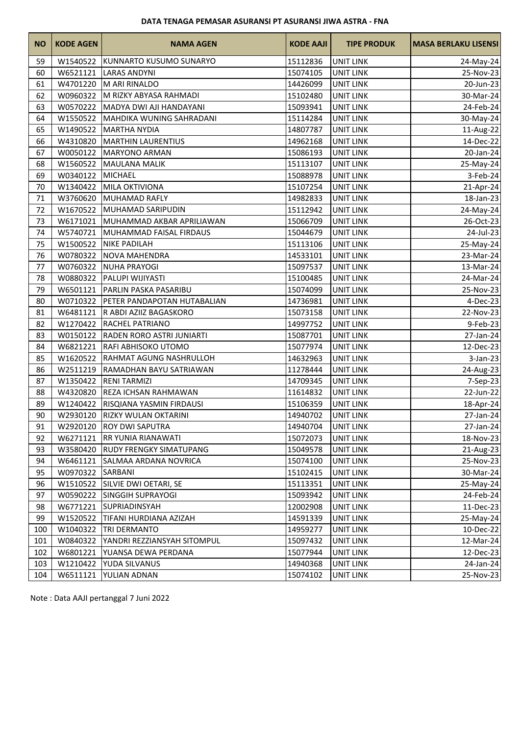**DATA TENAGA PEMASAR ASURANSI PT ASURANSI JIWA ASTRA - FNA**

| NO | KODE AGEN | NAMA AGEN | KODE AAJI | TIPE PRODUK | MASA BERLAKU LISENSI |
|---|---|---|---|---|---|
| 59 | W1540522 | KUNNARTO KUSUMO SUNARYO | 15112836 | UNIT LINK | 24-May-24 |
| 60 | W6521121 | LARAS ANDYNI | 15074105 | UNIT LINK | 25-Nov-23 |
| 61 | W4701220 | M ARI RINALDO | 14426099 | UNIT LINK | 20-Jun-23 |
| 62 | W0960322 | M RIZKY ABYASA RAHMADI | 15102480 | UNIT LINK | 30-Mar-24 |
| 63 | W0570222 | MADYA DWI AJI HANDAYANI | 15093941 | UNIT LINK | 24-Feb-24 |
| 64 | W1550522 | MAHDIKA WUNING SAHRADANI | 15114284 | UNIT LINK | 30-May-24 |
| 65 | W1490522 | MARTHA NYDIA | 14807787 | UNIT LINK | 11-Aug-22 |
| 66 | W4310820 | MARTHIN LAURENTIUS | 14962168 | UNIT LINK | 14-Dec-22 |
| 67 | W0050122 | MARYONO ARMAN | 15086193 | UNIT LINK | 20-Jan-24 |
| 68 | W1560522 | MAULANA MALIK | 15113107 | UNIT LINK | 25-May-24 |
| 69 | W0340122 | MICHAEL | 15088978 | UNIT LINK | 3-Feb-24 |
| 70 | W1340422 | MILA OKTIVIONA | 15107254 | UNIT LINK | 21-Apr-24 |
| 71 | W3760620 | MUHAMAD RAFLY | 14982833 | UNIT LINK | 18-Jan-23 |
| 72 | W1670522 | MUHAMAD SARIPUDIN | 15112942 | UNIT LINK | 24-May-24 |
| 73 | W6171021 | MUHAMMAD AKBAR APRILIAWAN | 15066709 | UNIT LINK | 26-Oct-23 |
| 74 | W5740721 | MUHAMMAD FAISAL FIRDAUS | 15044679 | UNIT LINK | 24-Jul-23 |
| 75 | W1500522 | NIKE PADILAH | 15113106 | UNIT LINK | 25-May-24 |
| 76 | W0780322 | NOVA MAHENDRA | 14533101 | UNIT LINK | 23-Mar-24 |
| 77 | W0760322 | NUHA PRAYOGI | 15097537 | UNIT LINK | 13-Mar-24 |
| 78 | W0880322 | PALUPI WIJIYASTI | 15100485 | UNIT LINK | 24-Mar-24 |
| 79 | W6501121 | PARLIN PASKA PASARIBU | 15074099 | UNIT LINK | 25-Nov-23 |
| 80 | W0710322 | PETER PANDAPOTAN HUTABALIAN | 14736981 | UNIT LINK | 4-Dec-23 |
| 81 | W6481121 | R ABDI AZIIZ BAGASKORO | 15073158 | UNIT LINK | 22-Nov-23 |
| 82 | W1270422 | RACHEL PATRIANO | 14997752 | UNIT LINK | 9-Feb-23 |
| 83 | W0150122 | RADEN RORO ASTRI JUNIARTI | 15087701 | UNIT LINK | 27-Jan-24 |
| 84 | W6821221 | RAFI ABHISOKO UTOMO | 15077974 | UNIT LINK | 12-Dec-23 |
| 85 | W1620522 | RAHMAT AGUNG NASHRULLOH | 14632963 | UNIT LINK | 3-Jan-23 |
| 86 | W2511219 | RAMADHAN BAYU SATRIAWAN | 11278444 | UNIT LINK | 24-Aug-23 |
| 87 | W1350422 | RENI TARMIZI | 14709345 | UNIT LINK | 7-Sep-23 |
| 88 | W4320820 | REZA ICHSAN RAHMAWAN | 11614832 | UNIT LINK | 22-Jun-22 |
| 89 | W1240422 | RISQIANA YASMIN FIRDAUSI | 15106359 | UNIT LINK | 18-Apr-24 |
| 90 | W2930120 | RIZKY WULAN OKTARINI | 14940702 | UNIT LINK | 27-Jan-24 |
| 91 | W2920120 | ROY DWI SAPUTRA | 14940704 | UNIT LINK | 27-Jan-24 |
| 92 | W6271121 | RR YUNIA RIANAWATI | 15072073 | UNIT LINK | 18-Nov-23 |
| 93 | W3580420 | RUDY FRENGKY SIMATUPANG | 15049578 | UNIT LINK | 21-Aug-23 |
| 94 | W6461121 | SALMAA ARDANA NOVRICA | 15074100 | UNIT LINK | 25-Nov-23 |
| 95 | W0970322 | SARBANI | 15102415 | UNIT LINK | 30-Mar-24 |
| 96 | W1510522 | SILVIE DWI OETARI, SE | 15113351 | UNIT LINK | 25-May-24 |
| 97 | W0590222 | SINGGIH SUPRAYOGI | 15093942 | UNIT LINK | 24-Feb-24 |
| 98 | W6771221 | SUPRIADINSYAH | 12002908 | UNIT LINK | 11-Dec-23 |
| 99 | W1520522 | TIFANI HURDIANA AZIZAH | 14591339 | UNIT LINK | 25-May-24 |
| 100 | W1040322 | TRI DERMANTO | 14959277 | UNIT LINK | 10-Dec-22 |
| 101 | W0840322 | YANDRI REZZIANSYAH SITOMPUL | 15097432 | UNIT LINK | 12-Mar-24 |
| 102 | W6801221 | YUANSA DEWA PERDANA | 15077944 | UNIT LINK | 12-Dec-23 |
| 103 | W1210422 | YUDA SILVANUS | 14940368 | UNIT LINK | 24-Jan-24 |
| 104 | W6511121 | YULIAN ADNAN | 15074102 | UNIT LINK | 25-Nov-23 |

Note : Data AAJI pertanggal 7 Juni 2022